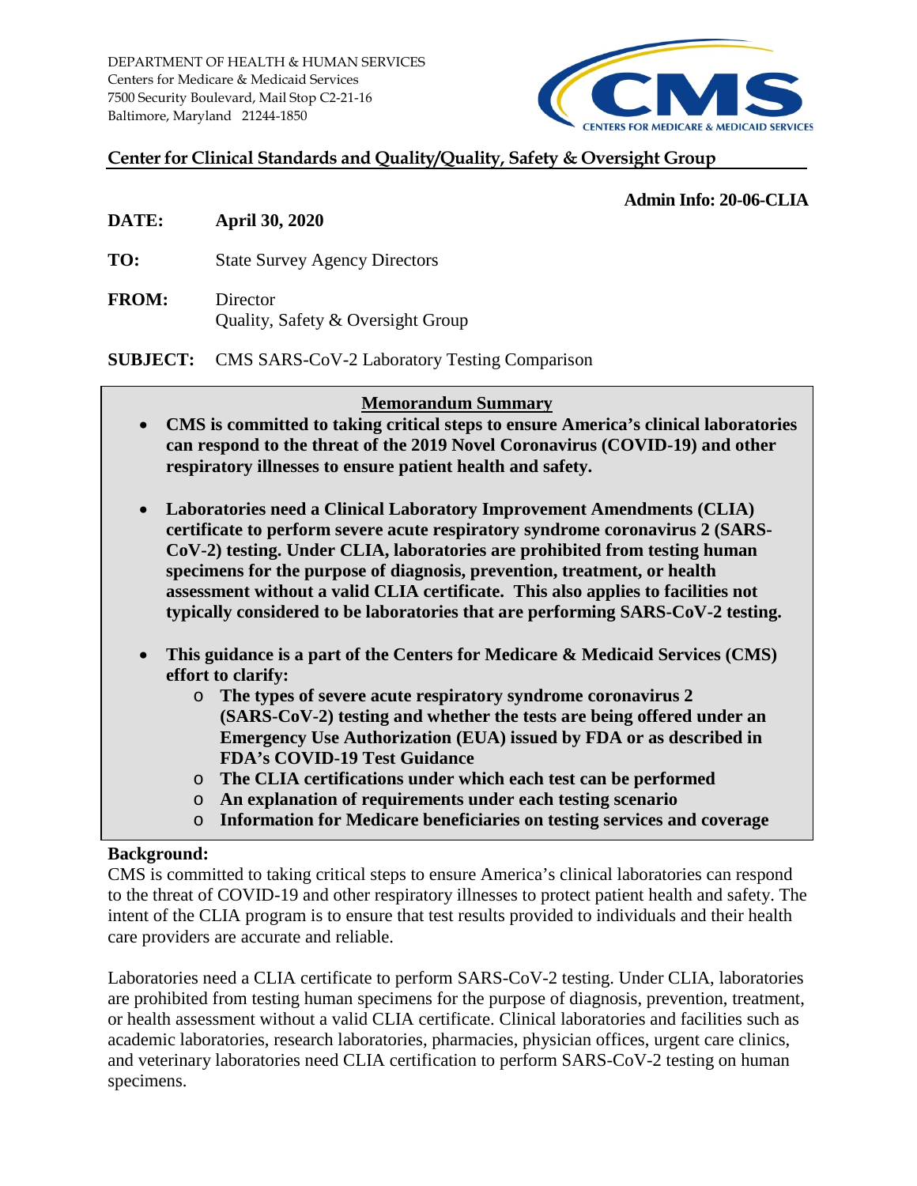DEPARTMENT OF HEALTH & HUMAN SERVICES
Centers for Medicare & Medicaid Services
7500 Security Boulevard, Mail Stop C2-21-16
Baltimore, Maryland 21244-1850

**Center for Clinical Standards and Quality/Quality, Safety & Oversight Group**

**Admin Info: 20-06-CLIA**

**DATE:** **April 30, 2020**

**TO:** State Survey Agency Directors

**FROM:** Director
Quality, Safety & Oversight Group

**SUBJECT:** CMS SARS-CoV-2 Laboratory Testing Comparison

**Memorandum Summary**

- **CMS is committed to taking critical steps to ensure America's clinical laboratories can respond to the threat of the 2019 Novel Coronavirus (COVID-19) and other respiratory illnesses to ensure patient health and safety.**
- **Laboratories need a Clinical Laboratory Improvement Amendments (CLIA) certificate to perform severe acute respiratory syndrome coronavirus 2 (SARS-CoV-2) testing. Under CLIA, laboratories are prohibited from testing human specimens for the purpose of diagnosis, prevention, treatment, or health assessment without a valid CLIA certificate. This also applies to facilities not typically considered to be laboratories that are performing SARS-CoV-2 testing.**
- **This guidance is a part of the Centers for Medicare & Medicaid Services (CMS) effort to clarify:**
  - **The types of severe acute respiratory syndrome coronavirus 2 (SARS-CoV-2) testing and whether the tests are being offered under an Emergency Use Authorization (EUA) issued by FDA or as described in FDA's COVID-19 Test Guidance**
  - **The CLIA certifications under which each test can be performed**
  - **An explanation of requirements under each testing scenario**
  - **Information for Medicare beneficiaries on testing services and coverage**

**Background:**
CMS is committed to taking critical steps to ensure America's clinical laboratories can respond to the threat of COVID-19 and other respiratory illnesses to protect patient health and safety. The intent of the CLIA program is to ensure that test results provided to individuals and their health care providers are accurate and reliable.

Laboratories need a CLIA certificate to perform SARS-CoV-2 testing. Under CLIA, laboratories are prohibited from testing human specimens for the purpose of diagnosis, prevention, treatment, or health assessment without a valid CLIA certificate. Clinical laboratories and facilities such as academic laboratories, research laboratories, pharmacies, physician offices, urgent care clinics, and veterinary laboratories need CLIA certification to perform SARS-CoV-2 testing on human specimens.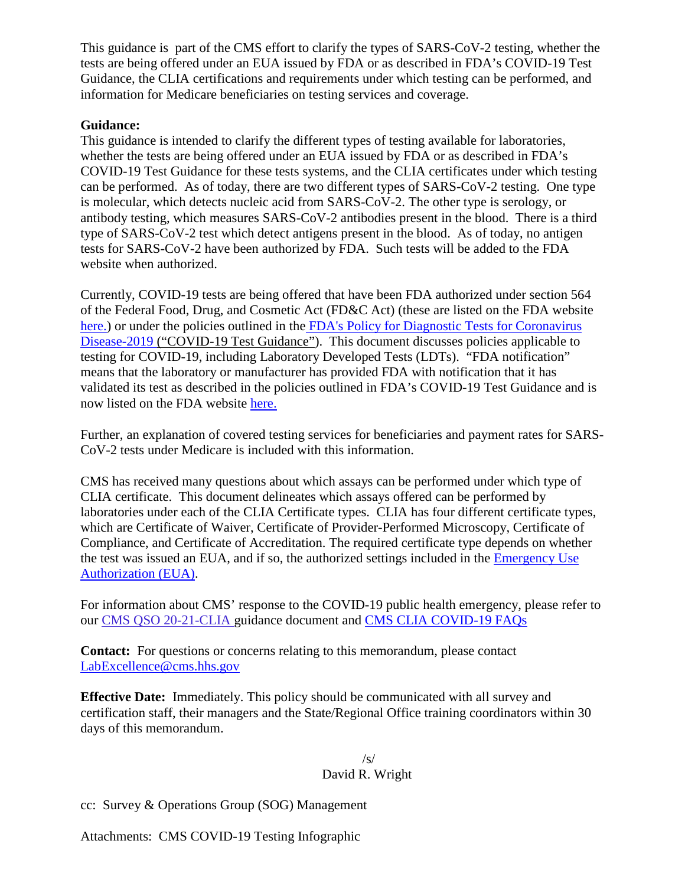This guidance is part of the CMS effort to clarify the types of SARS-CoV-2 testing, whether the tests are being offered under an EUA issued by FDA or as described in FDA's COVID-19 Test Guidance, the CLIA certifications and requirements under which testing can be performed, and information for Medicare beneficiaries on testing services and coverage.

**Guidance:**
This guidance is intended to clarify the different types of testing available for laboratories, whether the tests are being offered under an EUA issued by FDA or as described in FDA's COVID-19 Test Guidance for these tests systems, and the CLIA certificates under which testing can be performed. As of today, there are two different types of SARS-CoV-2 testing. One type is molecular, which detects nucleic acid from SARS-CoV-2. The other type is serology, or antibody testing, which measures SARS-CoV-2 antibodies present in the blood. There is a third type of SARS-CoV-2 test which detect antigens present in the blood. As of today, no antigen tests for SARS-CoV-2 have been authorized by FDA. Such tests will be added to the FDA website when authorized.

Currently, COVID-19 tests are being offered that have been FDA authorized under section 564 of the Federal Food, Drug, and Cosmetic Act (FD&C Act) (these are listed on the FDA website here.) or under the policies outlined in the FDA's Policy for Diagnostic Tests for Coronavirus Disease-2019 ("COVID-19 Test Guidance"). This document discusses policies applicable to testing for COVID-19, including Laboratory Developed Tests (LDTs). "FDA notification" means that the laboratory or manufacturer has provided FDA with notification that it has validated its test as described in the policies outlined in FDA's COVID-19 Test Guidance and is now listed on the FDA website here.

Further, an explanation of covered testing services for beneficiaries and payment rates for SARS-CoV-2 tests under Medicare is included with this information.

CMS has received many questions about which assays can be performed under which type of CLIA certificate. This document delineates which assays offered can be performed by laboratories under each of the CLIA Certificate types. CLIA has four different certificate types, which are Certificate of Waiver, Certificate of Provider-Performed Microscopy, Certificate of Compliance, and Certificate of Accreditation. The required certificate type depends on whether the test was issued an EUA, and if so, the authorized settings included in the Emergency Use Authorization (EUA).

For information about CMS' response to the COVID-19 public health emergency, please refer to our CMS QSO 20-21-CLIA guidance document and CMS CLIA COVID-19 FAQs

**Contact:** For questions or concerns relating to this memorandum, please contact LabExcellence@cms.hhs.gov

**Effective Date:** Immediately. This policy should be communicated with all survey and certification staff, their managers and the State/Regional Office training coordinators within 30 days of this memorandum.

/s/
David R. Wright

cc: Survey & Operations Group (SOG) Management

Attachments: CMS COVID-19 Testing Infographic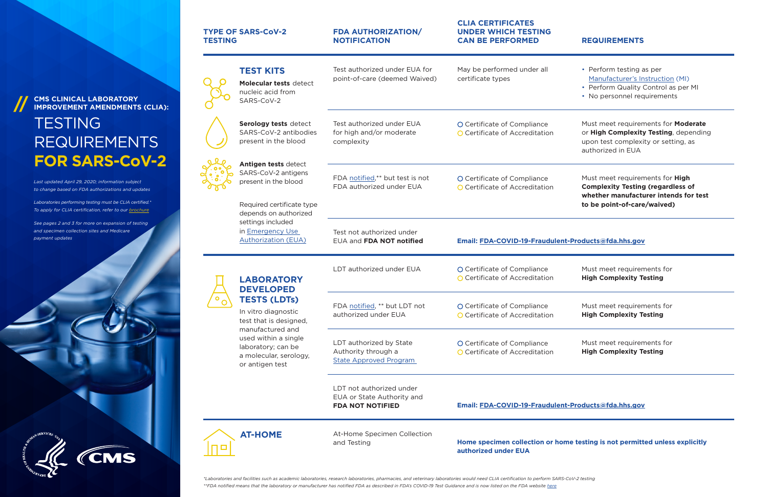**CMS CLINICAL LABORATORY IMPROVEMENT AMENDMENTS (CLIA):**

# TESTING REQUIREMENTS FOR SARS-CoV-2

*Last updated April 29, 2020; information subject to change based on FDA authorizations and updates*

*Laboratories performing testing must be CLIA certified.* To apply for CLIA certification, refer to our brochure*

*See pages 2 and 3 for more on expansion of testing and specimen collection sites and Medicare payment updates*

| TYPE OF SARS-CoV-2 TESTING | FDA AUTHORIZATION/ NOTIFICATION | CLIA CERTIFICATES UNDER WHICH TESTING CAN BE PERFORMED | REQUIREMENTS |
|---|---|---|---|
| **TEST KITS**<br>**Molecular tests** detect nucleic acid from SARS-CoV-2<br>**Serology tests** detect SARS-CoV-2 antibodies present in the blood<br>**Antigen tests** detect SARS-CoV-2 antigens present in the blood<br>Required certificate type depends on authorized settings included in Emergency Use Authorization (EUA) | Test authorized under EUA for point-of-care (deemed Waived) | May be performed under all certificate types | • Perform testing as per Manufacturer's Instruction (MI)<br>• Perform Quality Control as per MI<br>• No personnel requirements |
| | Test authorized under EUA for high and/or moderate complexity | ○ Certificate of Compliance<br>○ Certificate of Accreditation | Must meet requirements for **Moderate** or **High Complexity Testing**, depending upon test complexity or setting, as authorized in EUA |
| | FDA notified,** but test is not FDA authorized under EUA | ○ Certificate of Compliance<br>○ Certificate of Accreditation | Must meet requirements for **High Complexity Testing (regardless of whether manufacturer intends for test to be point-of-care/waived)** |
| | Test not authorized under EUA and **FDA NOT notified** | **Email: FDA-COVID-19-Fraudulent-Products@fda.hhs.gov** | |
| **LABORATORY DEVELOPED TESTS (LDTs)**<br>In vitro diagnostic test that is designed, manufactured and used within a single laboratory; can be a molecular, serology, or antigen test | LDT authorized under EUA | ○ Certificate of Compliance<br>○ Certificate of Accreditation | Must meet requirements for **High Complexity Testing** |
| | FDA notified, ** but LDT not authorized under EUA | ○ Certificate of Compliance<br>○ Certificate of Accreditation | Must meet requirements for **High Complexity Testing** |
| | LDT authorized by State Authority through a State Approved Program | ○ Certificate of Compliance<br>○ Certificate of Accreditation | Must meet requirements for **High Complexity Testing** |
| | LDT not authorized under EUA or State Authority and **FDA NOT NOTIFIED** | **Email: FDA-COVID-19-Fraudulent-Products@fda.hhs.gov** | |
| **AT-HOME** | At-Home Specimen Collection and Testing | **Home specimen collection or home testing is not permitted unless explicitly authorized under EUA** | |

*\*Laboratories and facilities such as academic laboratories, research laboratories, pharmacies, and veterinary laboratories would need CLIA certification to perform SARS-CoV-2 testing*

*\*\*FDA notified means that the laboratory or manufacturer has notified FDA as described in FDA's COVID-19 Test Guidance and is now listed on the FDA website here*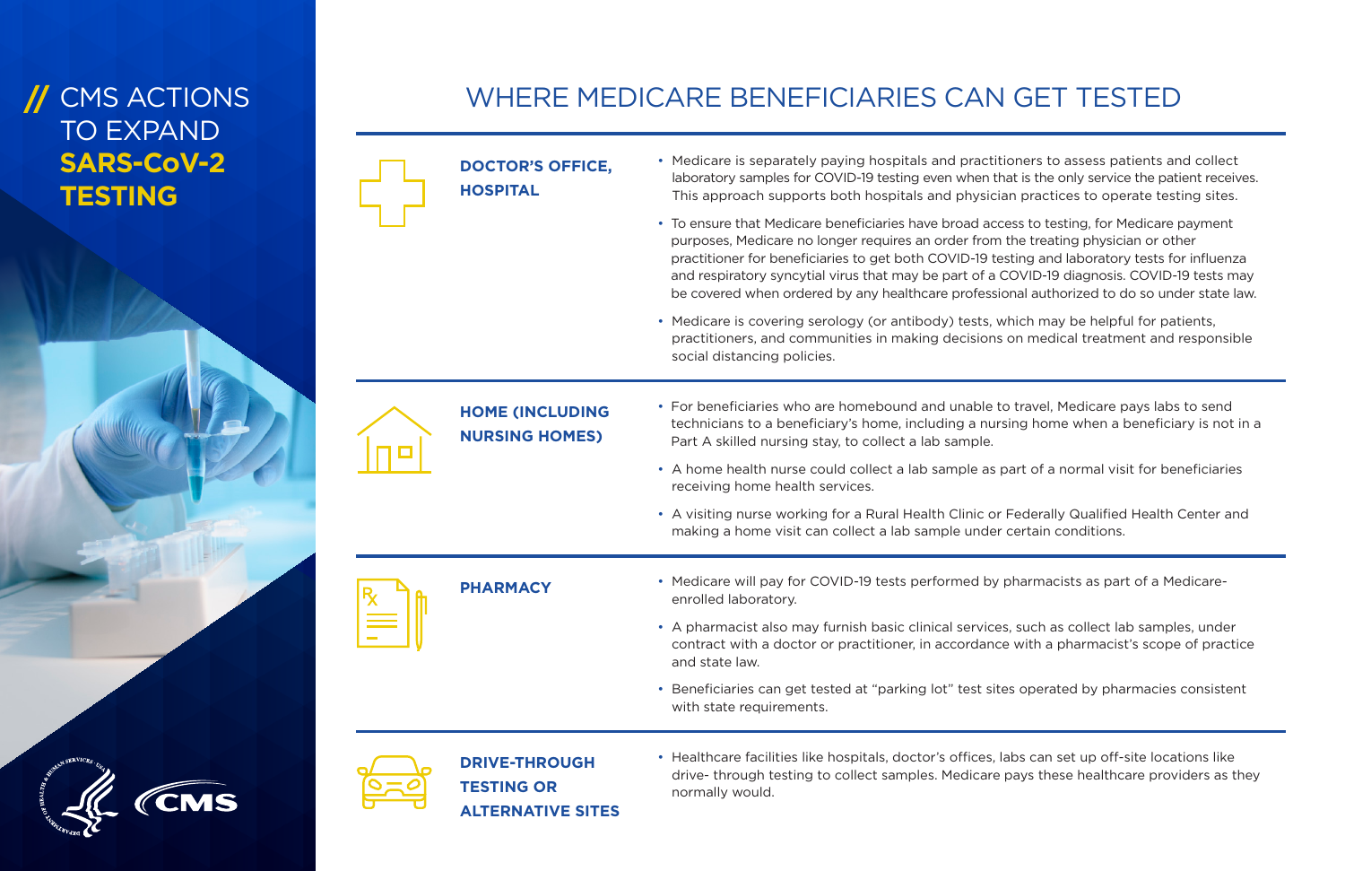# CMS ACTIONS TO EXPAND **SARS-CoV-2 TESTING**

## WHERE MEDICARE BENEFICIARIES CAN GET TESTED

### DOCTOR'S OFFICE, HOSPITAL

- Medicare is separately paying hospitals and practitioners to assess patients and collect laboratory samples for COVID-19 testing even when that is the only service the patient receives. This approach supports both hospitals and physician practices to operate testing sites.
- To ensure that Medicare beneficiaries have broad access to testing, for Medicare payment purposes, Medicare no longer requires an order from the treating physician or other practitioner for beneficiaries to get both COVID-19 testing and laboratory tests for influenza and respiratory syncytial virus that may be part of a COVID-19 diagnosis. COVID-19 tests may be covered when ordered by any healthcare professional authorized to do so under state law.
- Medicare is covering serology (or antibody) tests, which may be helpful for patients, practitioners, and communities in making decisions on medical treatment and responsible social distancing policies.

### HOME (INCLUDING NURSING HOMES)

- For beneficiaries who are homebound and unable to travel, Medicare pays labs to send technicians to a beneficiary's home, including a nursing home when a beneficiary is not in a Part A skilled nursing stay, to collect a lab sample.
- A home health nurse could collect a lab sample as part of a normal visit for beneficiaries receiving home health services.
- A visiting nurse working for a Rural Health Clinic or Federally Qualified Health Center and making a home visit can collect a lab sample under certain conditions.

### PHARMACY

- Medicare will pay for COVID-19 tests performed by pharmacists as part of a Medicare-enrolled laboratory.
- A pharmacist also may furnish basic clinical services, such as collect lab samples, under contract with a doctor or practitioner, in accordance with a pharmacist's scope of practice and state law.
- Beneficiaries can get tested at "parking lot" test sites operated by pharmacies consistent with state requirements.

### DRIVE-THROUGH TESTING OR ALTERNATIVE SITES

- Healthcare facilities like hospitals, doctor's offices, labs can set up off-site locations like drive- through testing to collect samples. Medicare pays these healthcare providers as they normally would.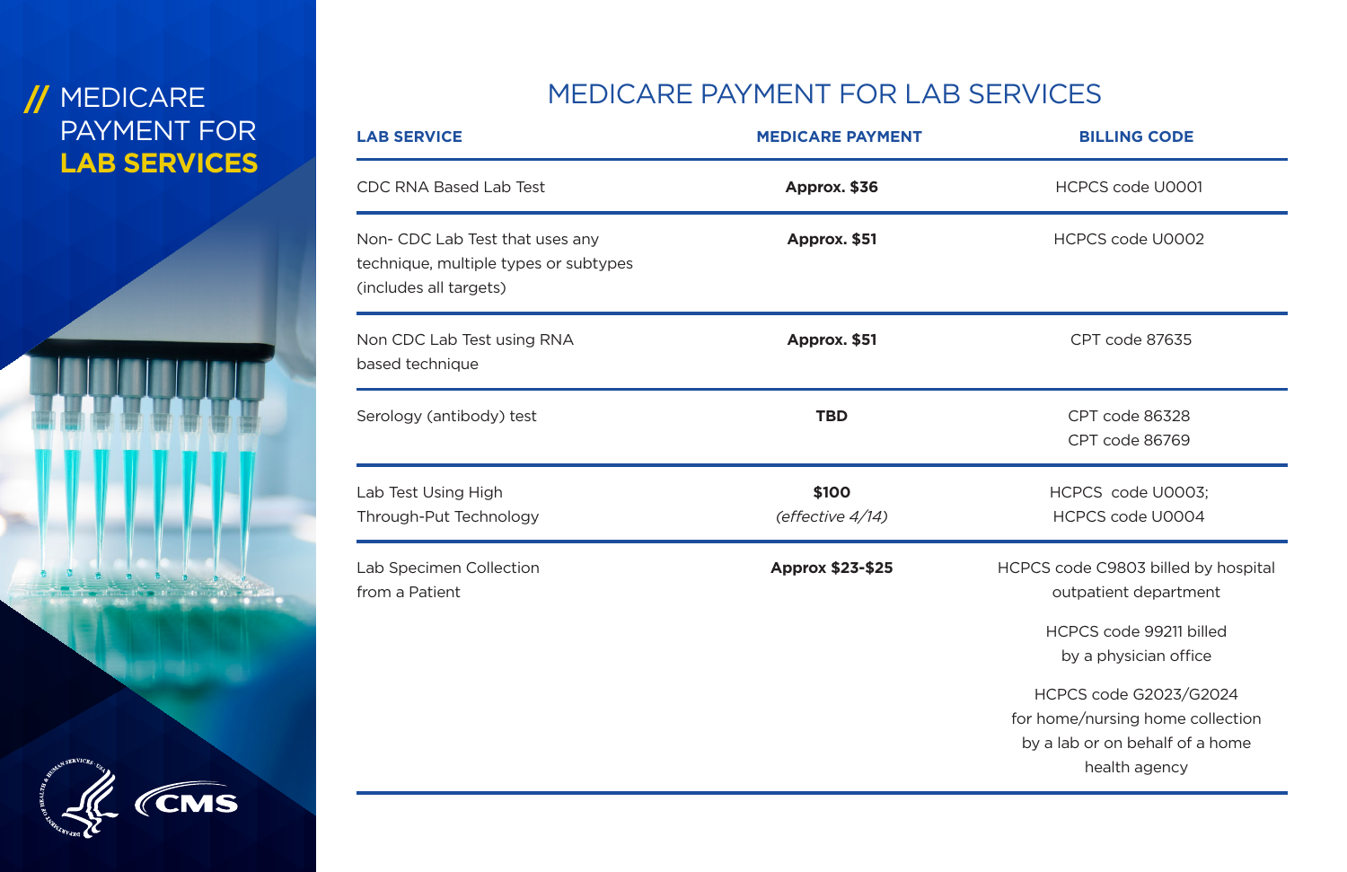# MEDICARE PAYMENT FOR LAB SERVICES

## MEDICARE PAYMENT FOR LAB SERVICES

| LAB SERVICE | MEDICARE PAYMENT | BILLING CODE |
|---|---|---|
| CDC RNA Based Lab Test | **Approx. $36** | HCPCS code U0001 |
| Non- CDC Lab Test that uses any technique, multiple types or subtypes (includes all targets) | **Approx. $51** | HCPCS code U0002 |
| Non CDC Lab Test using RNA based technique | **Approx. $51** | CPT code 87635 |
| Serology (antibody) test | **TBD** | CPT code 86328<br>CPT code 86769 |
| Lab Test Using High Through-Put Technology | **$100**<br>*(effective 4/14)* | HCPCS code U0003;<br>HCPCS code U0004 |
| Lab Specimen Collection from a Patient | **Approx $23-$25** | HCPCS code C9803 billed by hospital outpatient department<br><br>HCPCS code 99211 billed by a physician office<br><br>HCPCS code G2023/G2024 for home/nursing home collection by a lab or on behalf of a home health agency |